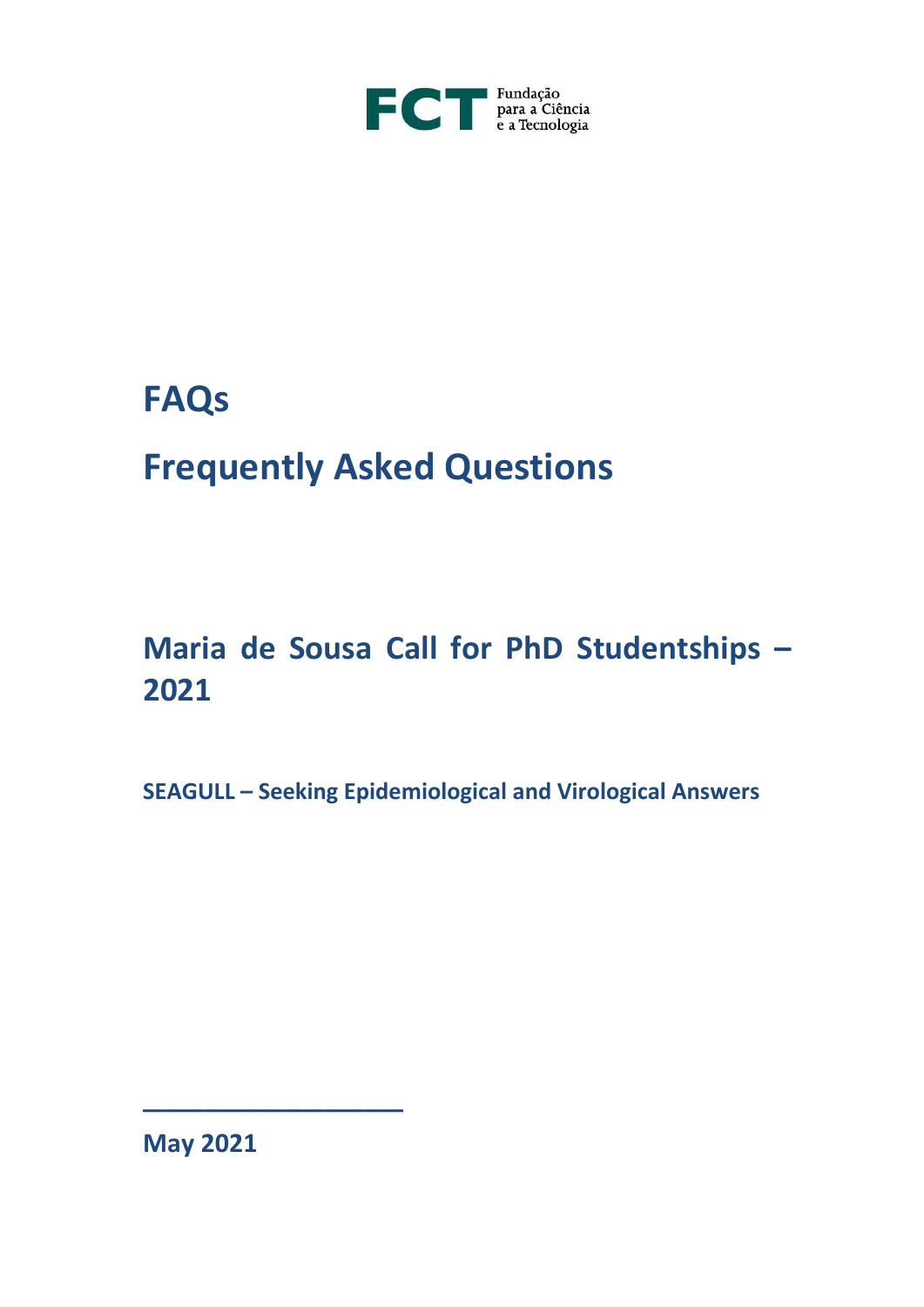FCT Fundação para a Ciência e a Tecnologia

# FAQs

# Frequently Asked Questions

## Maria de Sousa Call for PhD Studentships – 2021

### SEAGULL – Seeking Epidemiological and Virological Answers

---

**May 2021**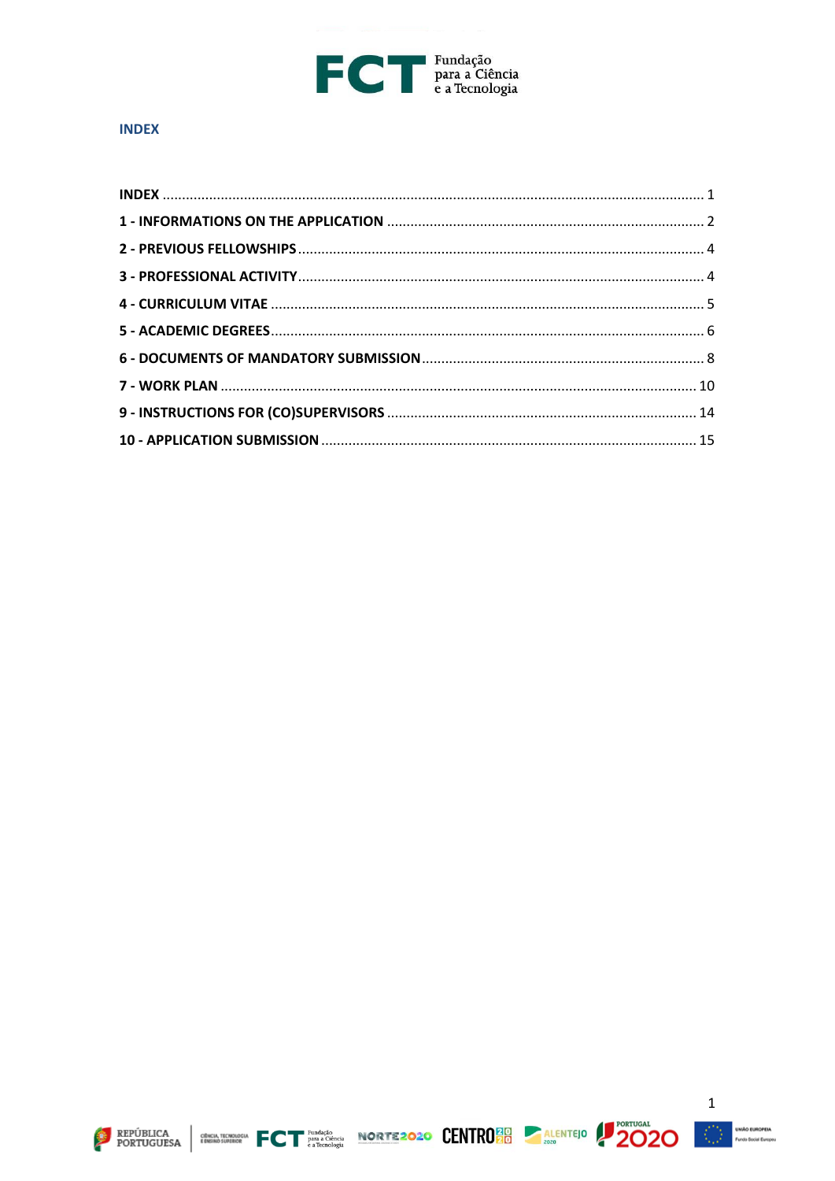## INDEX

| | |
|---|---|
| **INDEX** | 1 |
| **1 - INFORMATIONS ON THE APPLICATION** | 2 |
| **2 - PREVIOUS FELLOWSHIPS** | 4 |
| **3 - PROFESSIONAL ACTIVITY** | 4 |
| **4 - CURRICULUM VITAE** | 5 |
| **5 - ACADEMIC DEGREES** | 6 |
| **6 - DOCUMENTS OF MANDATORY SUBMISSION** | 8 |
| **7 - WORK PLAN** | 10 |
| **9 - INSTRUCTIONS FOR (CO)SUPERVISORS** | 14 |
| **10 - APPLICATION SUBMISSION** | 15 |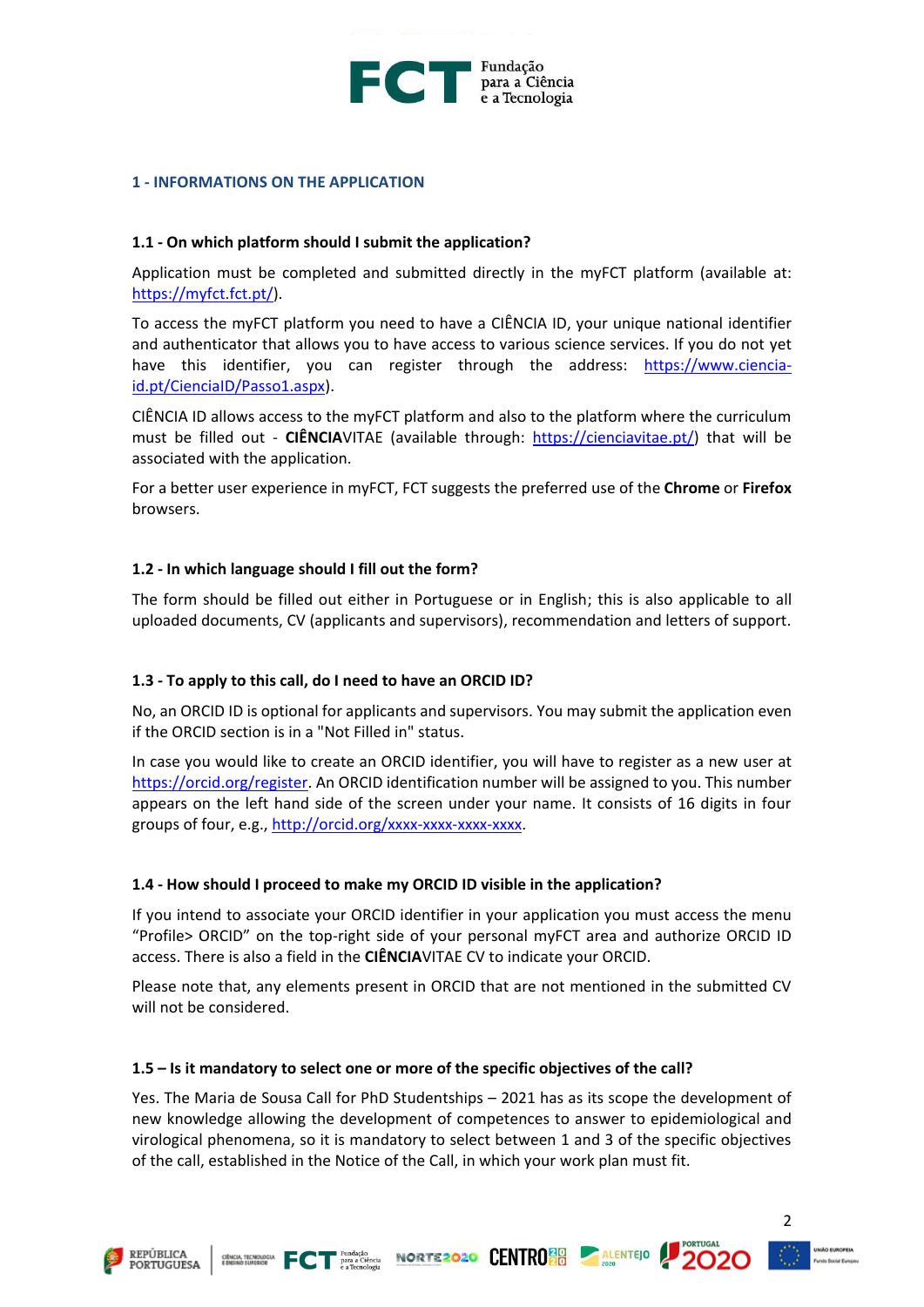## 1 - INFORMATIONS ON THE APPLICATION

### 1.1 - On which platform should I submit the application?

Application must be completed and submitted directly in the myFCT platform (available at: https://myfct.fct.pt/).

To access the myFCT platform you need to have a CIÊNCIA ID, your unique national identifier and authenticator that allows you to have access to various science services. If you do not yet have this identifier, you can register through the address: https://www.ciencia-id.pt/CienciaID/Passo1.aspx).

CIÊNCIA ID allows access to the myFCT platform and also to the platform where the curriculum must be filled out - **CIÊNCIA**VITAE (available through: https://cienciavitae.pt/) that will be associated with the application.

For a better user experience in myFCT, FCT suggests the preferred use of the **Chrome** or **Firefox** browsers.

### 1.2 - In which language should I fill out the form?

The form should be filled out either in Portuguese or in English; this is also applicable to all uploaded documents, CV (applicants and supervisors), recommendation and letters of support.

### 1.3 - To apply to this call, do I need to have an ORCID ID?

No, an ORCID ID is optional for applicants and supervisors. You may submit the application even if the ORCID section is in a "Not Filled in" status.

In case you would like to create an ORCID identifier, you will have to register as a new user at https://orcid.org/register. An ORCID identification number will be assigned to you. This number appears on the left hand side of the screen under your name. It consists of 16 digits in four groups of four, e.g., http://orcid.org/xxxx-xxxx-xxxx-xxxx.

### 1.4 - How should I proceed to make my ORCID ID visible in the application?

If you intend to associate your ORCID identifier in your application you must access the menu "Profile> ORCID" on the top-right side of your personal myFCT area and authorize ORCID ID access. There is also a field in the **CIÊNCIA**VITAE CV to indicate your ORCID.

Please note that, any elements present in ORCID that are not mentioned in the submitted CV will not be considered.

### 1.5 – Is it mandatory to select one or more of the specific objectives of the call?

Yes. The Maria de Sousa Call for PhD Studentships – 2021 has as its scope the development of new knowledge allowing the development of competences to answer to epidemiological and virological phenomena, so it is mandatory to select between 1 and 3 of the specific objectives of the call, established in the Notice of the Call, in which your work plan must fit.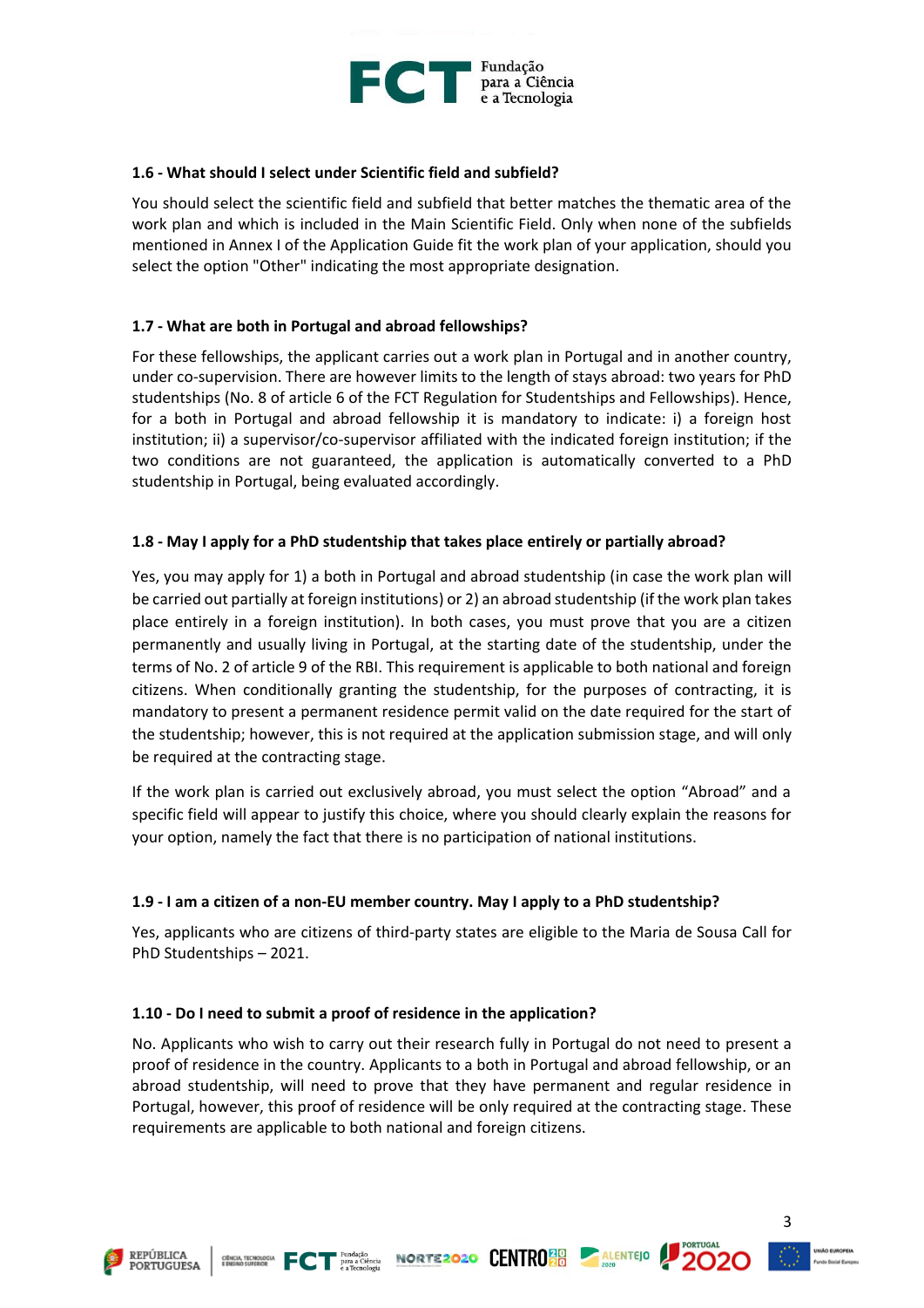### 1.6 - What should I select under Scientific field and subfield?

You should select the scientific field and subfield that better matches the thematic area of the work plan and which is included in the Main Scientific Field. Only when none of the subfields mentioned in Annex I of the Application Guide fit the work plan of your application, should you select the option "Other" indicating the most appropriate designation.

### 1.7 - What are both in Portugal and abroad fellowships?

For these fellowships, the applicant carries out a work plan in Portugal and in another country, under co-supervision. There are however limits to the length of stays abroad: two years for PhD studentships (No. 8 of article 6 of the FCT Regulation for Studentships and Fellowships). Hence, for a both in Portugal and abroad fellowship it is mandatory to indicate: i) a foreign host institution; ii) a supervisor/co-supervisor affiliated with the indicated foreign institution; if the two conditions are not guaranteed, the application is automatically converted to a PhD studentship in Portugal, being evaluated accordingly.

### 1.8 - May I apply for a PhD studentship that takes place entirely or partially abroad?

Yes, you may apply for 1) a both in Portugal and abroad studentship (in case the work plan will be carried out partially at foreign institutions) or 2) an abroad studentship (if the work plan takes place entirely in a foreign institution). In both cases, you must prove that you are a citizen permanently and usually living in Portugal, at the starting date of the studentship, under the terms of No. 2 of article 9 of the RBI. This requirement is applicable to both national and foreign citizens. When conditionally granting the studentship, for the purposes of contracting, it is mandatory to present a permanent residence permit valid on the date required for the start of the studentship; however, this is not required at the application submission stage, and will only be required at the contracting stage.

If the work plan is carried out exclusively abroad, you must select the option "Abroad" and a specific field will appear to justify this choice, where you should clearly explain the reasons for your option, namely the fact that there is no participation of national institutions.

### 1.9 - I am a citizen of a non-EU member country. May I apply to a PhD studentship?

Yes, applicants who are citizens of third-party states are eligible to the Maria de Sousa Call for PhD Studentships – 2021.

### 1.10 - Do I need to submit a proof of residence in the application?

No. Applicants who wish to carry out their research fully in Portugal do not need to present a proof of residence in the country. Applicants to a both in Portugal and abroad fellowship, or an abroad studentship, will need to prove that they have permanent and regular residence in Portugal, however, this proof of residence will be only required at the contracting stage. These requirements are applicable to both national and foreign citizens.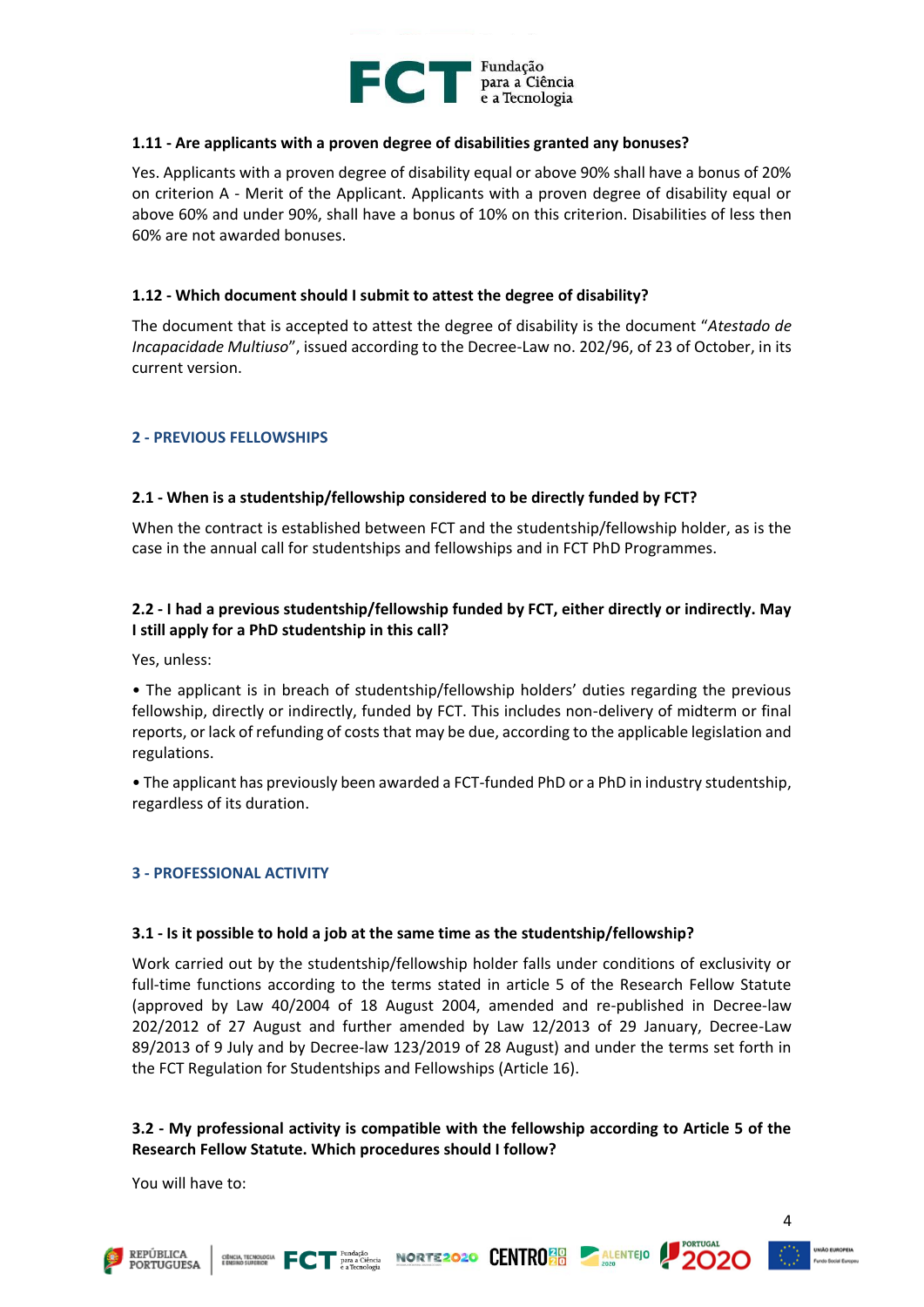### 1.11 - Are applicants with a proven degree of disabilities granted any bonuses?

Yes. Applicants with a proven degree of disability equal or above 90% shall have a bonus of 20% on criterion A - Merit of the Applicant. Applicants with a proven degree of disability equal or above 60% and under 90%, shall have a bonus of 10% on this criterion. Disabilities of less then 60% are not awarded bonuses.

### 1.12 - Which document should I submit to attest the degree of disability?

The document that is accepted to attest the degree of disability is the document "*Atestado de Incapacidade Multiuso*", issued according to the Decree-Law no. 202/96, of 23 of October, in its current version.

## 2 - PREVIOUS FELLOWSHIPS

### 2.1 - When is a studentship/fellowship considered to be directly funded by FCT?

When the contract is established between FCT and the studentship/fellowship holder, as is the case in the annual call for studentships and fellowships and in FCT PhD Programmes.

### 2.2 - I had a previous studentship/fellowship funded by FCT, either directly or indirectly. May I still apply for a PhD studentship in this call?

Yes, unless:

- The applicant is in breach of studentship/fellowship holders' duties regarding the previous fellowship, directly or indirectly, funded by FCT. This includes non-delivery of midterm or final reports, or lack of refunding of costs that may be due, according to the applicable legislation and regulations.
- The applicant has previously been awarded a FCT-funded PhD or a PhD in industry studentship, regardless of its duration.

## 3 - PROFESSIONAL ACTIVITY

### 3.1 - Is it possible to hold a job at the same time as the studentship/fellowship?

Work carried out by the studentship/fellowship holder falls under conditions of exclusivity or full-time functions according to the terms stated in article 5 of the Research Fellow Statute (approved by Law 40/2004 of 18 August 2004, amended and re-published in Decree-law 202/2012 of 27 August and further amended by Law 12/2013 of 29 January, Decree-Law 89/2013 of 9 July and by Decree-law 123/2019 of 28 August) and under the terms set forth in the FCT Regulation for Studentships and Fellowships (Article 16).

### 3.2 - My professional activity is compatible with the fellowship according to Article 5 of the Research Fellow Statute. Which procedures should I follow?

You will have to: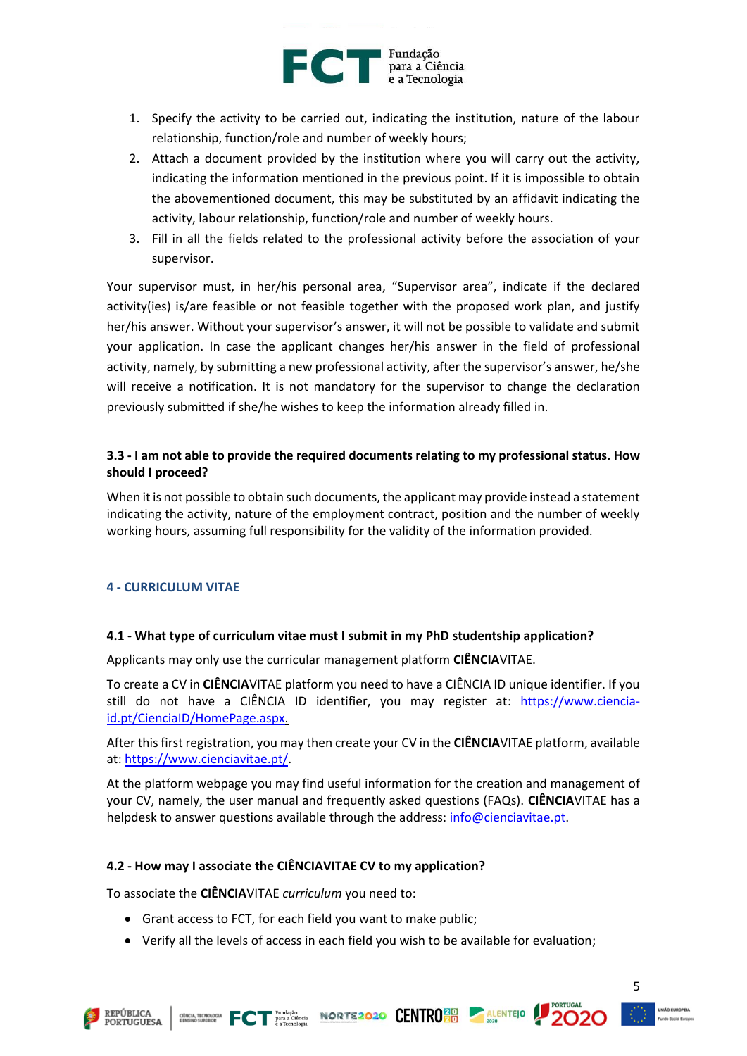1. Specify the activity to be carried out, indicating the institution, nature of the labour relationship, function/role and number of weekly hours;
2. Attach a document provided by the institution where you will carry out the activity, indicating the information mentioned in the previous point. If it is impossible to obtain the abovementioned document, this may be substituted by an affidavit indicating the activity, labour relationship, function/role and number of weekly hours.
3. Fill in all the fields related to the professional activity before the association of your supervisor.

Your supervisor must, in her/his personal area, "Supervisor area", indicate if the declared activity(ies) is/are feasible or not feasible together with the proposed work plan, and justify her/his answer. Without your supervisor's answer, it will not be possible to validate and submit your application. In case the applicant changes her/his answer in the field of professional activity, namely, by submitting a new professional activity, after the supervisor's answer, he/she will receive a notification. It is not mandatory for the supervisor to change the declaration previously submitted if she/he wishes to keep the information already filled in.

### 3.3 - I am not able to provide the required documents relating to my professional status. How should I proceed?

When it is not possible to obtain such documents, the applicant may provide instead a statement indicating the activity, nature of the employment contract, position and the number of weekly working hours, assuming full responsibility for the validity of the information provided.

## 4 - CURRICULUM VITAE

### 4.1 - What type of curriculum vitae must I submit in my PhD studentship application?

Applicants may only use the curricular management platform **CIÊNCIA**VITAE.

To create a CV in **CIÊNCIA**VITAE platform you need to have a CIÊNCIA ID unique identifier. If you still do not have a CIÊNCIA ID identifier, you may register at: [https://www.ciencia-id.pt/CienciaID/HomePage.aspx](https://www.ciencia-id.pt/CienciaID/HomePage.aspx).

After this first registration, you may then create your CV in the **CIÊNCIA**VITAE platform, available at: [https://www.cienciavitae.pt/](https://www.cienciavitae.pt/).

At the platform webpage you may find useful information for the creation and management of your CV, namely, the user manual and frequently asked questions (FAQs). **CIÊNCIA**VITAE has a helpdesk to answer questions available through the address: [info@cienciavitae.pt](mailto:info@cienciavitae.pt).

### 4.2 - How may I associate the CIÊNCIAVITAE CV to my application?

To associate the **CIÊNCIA**VITAE *curriculum* you need to:

- Grant access to FCT, for each field you want to make public;
- Verify all the levels of access in each field you wish to be available for evaluation;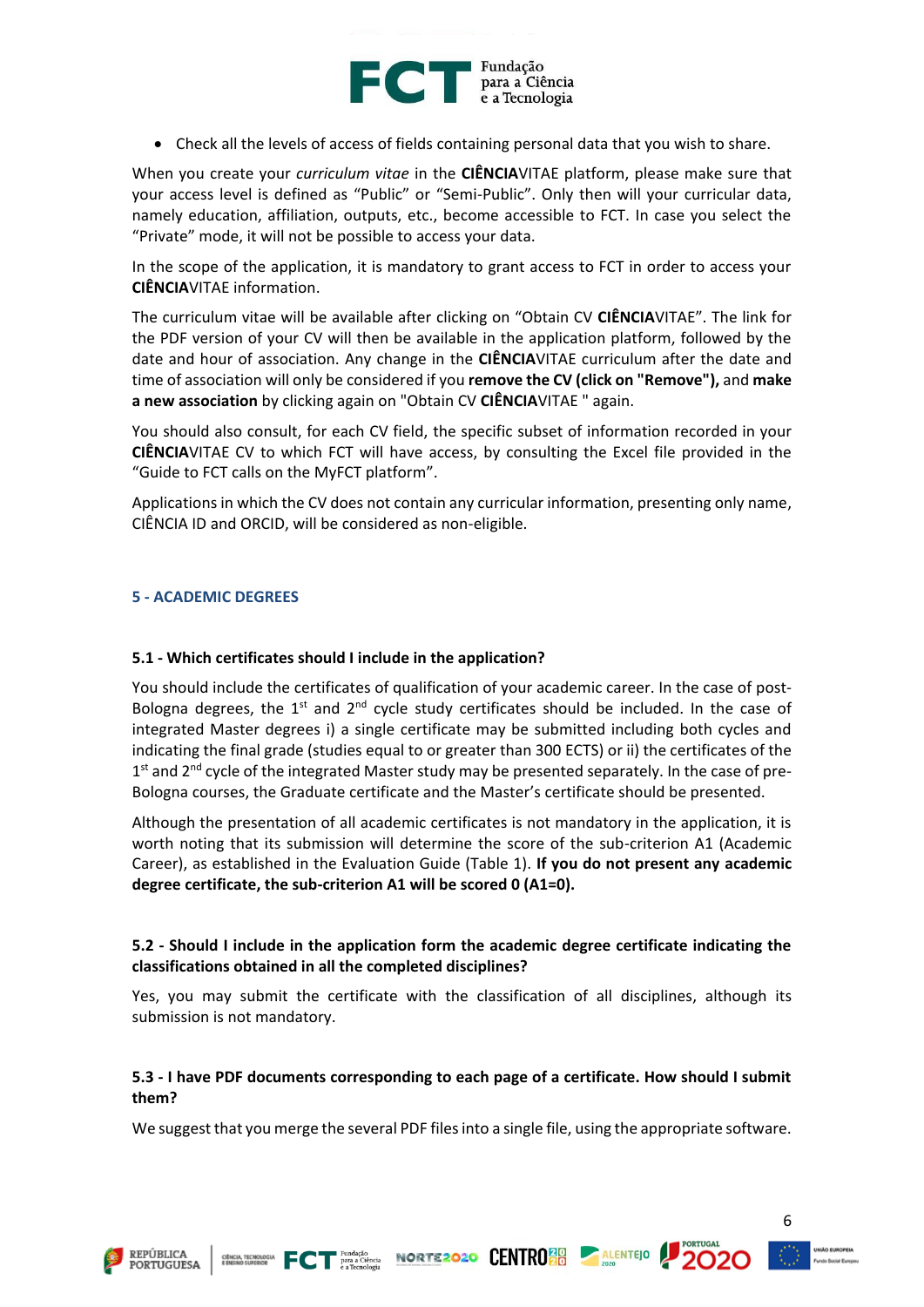- Check all the levels of access of fields containing personal data that you wish to share.

When you create your *curriculum vitae* in the **CIÊNCIA**VITAE platform, please make sure that your access level is defined as "Public" or "Semi-Public". Only then will your curricular data, namely education, affiliation, outputs, etc., become accessible to FCT. In case you select the "Private" mode, it will not be possible to access your data.

In the scope of the application, it is mandatory to grant access to FCT in order to access your **CIÊNCIA**VITAE information.

The curriculum vitae will be available after clicking on "Obtain CV **CIÊNCIA**VITAE". The link for the PDF version of your CV will then be available in the application platform, followed by the date and hour of association. Any change in the **CIÊNCIA**VITAE curriculum after the date and time of association will only be considered if you **remove the CV (click on "Remove"),** and **make a new association** by clicking again on "Obtain CV **CIÊNCIA**VITAE " again.

You should also consult, for each CV field, the specific subset of information recorded in your **CIÊNCIA**VITAE CV to which FCT will have access, by consulting the Excel file provided in the "Guide to FCT calls on the MyFCT platform".

Applications in which the CV does not contain any curricular information, presenting only name, CIÊNCIA ID and ORCID, will be considered as non-eligible.

## 5 - ACADEMIC DEGREES

### 5.1 - Which certificates should I include in the application?

You should include the certificates of qualification of your academic career. In the case of post-Bologna degrees, the 1st and 2nd cycle study certificates should be included. In the case of integrated Master degrees i) a single certificate may be submitted including both cycles and indicating the final grade (studies equal to or greater than 300 ECTS) or ii) the certificates of the 1st and 2nd cycle of the integrated Master study may be presented separately. In the case of pre-Bologna courses, the Graduate certificate and the Master's certificate should be presented.

Although the presentation of all academic certificates is not mandatory in the application, it is worth noting that its submission will determine the score of the sub-criterion A1 (Academic Career), as established in the Evaluation Guide (Table 1). **If you do not present any academic degree certificate, the sub-criterion A1 will be scored 0 (A1=0).**

### 5.2 - Should I include in the application form the academic degree certificate indicating the classifications obtained in all the completed disciplines?

Yes, you may submit the certificate with the classification of all disciplines, although its submission is not mandatory.

### 5.3 - I have PDF documents corresponding to each page of a certificate. How should I submit them?

We suggest that you merge the several PDF files into a single file, using the appropriate software.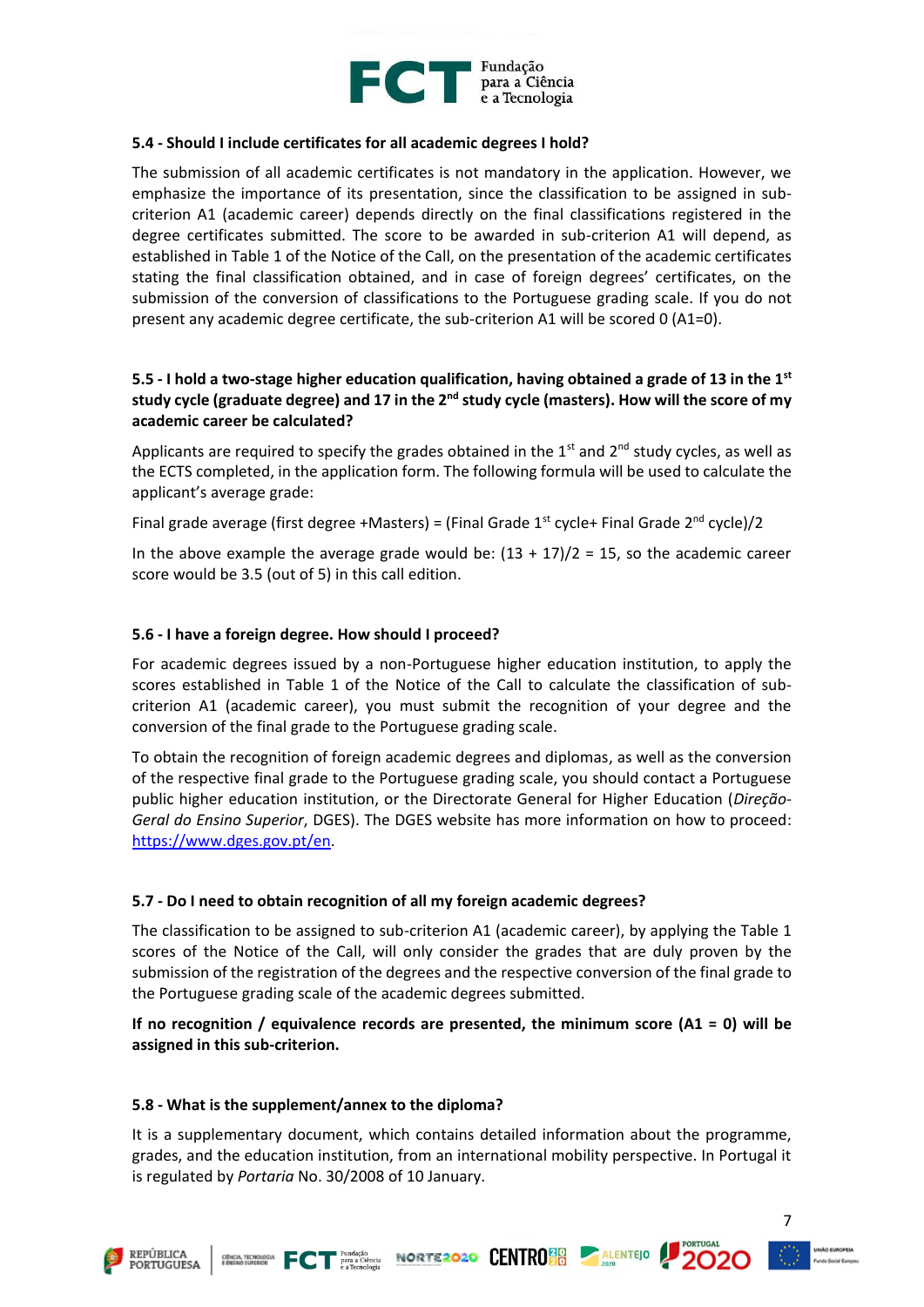**5.4 - Should I include certificates for all academic degrees I hold?**

The submission of all academic certificates is not mandatory in the application. However, we emphasize the importance of its presentation, since the classification to be assigned in sub-criterion A1 (academic career) depends directly on the final classifications registered in the degree certificates submitted. The score to be awarded in sub-criterion A1 will depend, as established in Table 1 of the Notice of the Call, on the presentation of the academic certificates stating the final classification obtained, and in case of foreign degrees' certificates, on the submission of the conversion of classifications to the Portuguese grading scale. If you do not present any academic degree certificate, the sub-criterion A1 will be scored 0 (A1=0).

**5.5 - I hold a two-stage higher education qualification, having obtained a grade of 13 in the 1st study cycle (graduate degree) and 17 in the 2nd study cycle (masters). How will the score of my academic career be calculated?**

Applicants are required to specify the grades obtained in the 1st and 2nd study cycles, as well as the ECTS completed, in the application form. The following formula will be used to calculate the applicant's average grade:

Final grade average (first degree +Masters) = (Final Grade 1st cycle+ Final Grade 2nd cycle)/2

In the above example the average grade would be: (13 + 17)/2 = 15, so the academic career score would be 3.5 (out of 5) in this call edition.

**5.6 - I have a foreign degree. How should I proceed?**

For academic degrees issued by a non-Portuguese higher education institution, to apply the scores established in Table 1 of the Notice of the Call to calculate the classification of sub-criterion A1 (academic career), you must submit the recognition of your degree and the conversion of the final grade to the Portuguese grading scale.

To obtain the recognition of foreign academic degrees and diplomas, as well as the conversion of the respective final grade to the Portuguese grading scale, you should contact a Portuguese public higher education institution, or the Directorate General for Higher Education (*Direção-Geral do Ensino Superior*, DGES). The DGES website has more information on how to proceed: https://www.dges.gov.pt/en.

**5.7 - Do I need to obtain recognition of all my foreign academic degrees?**

The classification to be assigned to sub-criterion A1 (academic career), by applying the Table 1 scores of the Notice of the Call, will only consider the grades that are duly proven by the submission of the registration of the degrees and the respective conversion of the final grade to the Portuguese grading scale of the academic degrees submitted.

**If no recognition / equivalence records are presented, the minimum score (A1 = 0) will be assigned in this sub-criterion.**

**5.8 - What is the supplement/annex to the diploma?**

It is a supplementary document, which contains detailed information about the programme, grades, and the education institution, from an international mobility perspective. In Portugal it is regulated by *Portaria* No. 30/2008 of 10 January.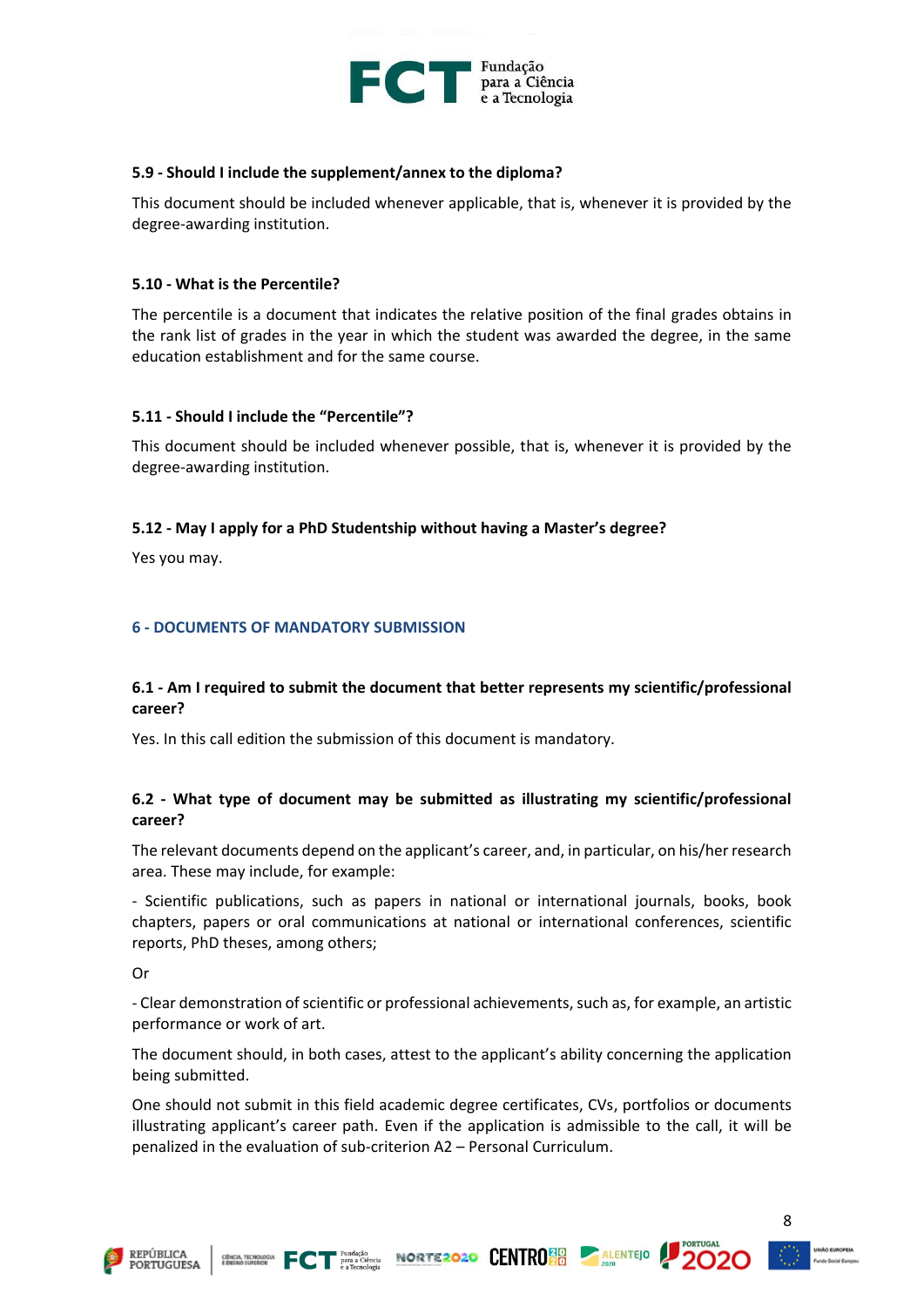**5.9 - Should I include the supplement/annex to the diploma?**

This document should be included whenever applicable, that is, whenever it is provided by the degree-awarding institution.

**5.10 - What is the Percentile?**

The percentile is a document that indicates the relative position of the final grades obtains in the rank list of grades in the year in which the student was awarded the degree, in the same education establishment and for the same course.

**5.11 - Should I include the "Percentile"?**

This document should be included whenever possible, that is, whenever it is provided by the degree-awarding institution.

**5.12 - May I apply for a PhD Studentship without having a Master's degree?**

Yes you may.

## 6 - DOCUMENTS OF MANDATORY SUBMISSION

**6.1 - Am I required to submit the document that better represents my scientific/professional career?**

Yes. In this call edition the submission of this document is mandatory.

**6.2 - What type of document may be submitted as illustrating my scientific/professional career?**

The relevant documents depend on the applicant's career, and, in particular, on his/her research area. These may include, for example:

- Scientific publications, such as papers in national or international journals, books, book chapters, papers or oral communications at national or international conferences, scientific reports, PhD theses, among others;

Or

- Clear demonstration of scientific or professional achievements, such as, for example, an artistic performance or work of art.

The document should, in both cases, attest to the applicant's ability concerning the application being submitted.

One should not submit in this field academic degree certificates, CVs, portfolios or documents illustrating applicant's career path. Even if the application is admissible to the call, it will be penalized in the evaluation of sub-criterion A2 – Personal Curriculum.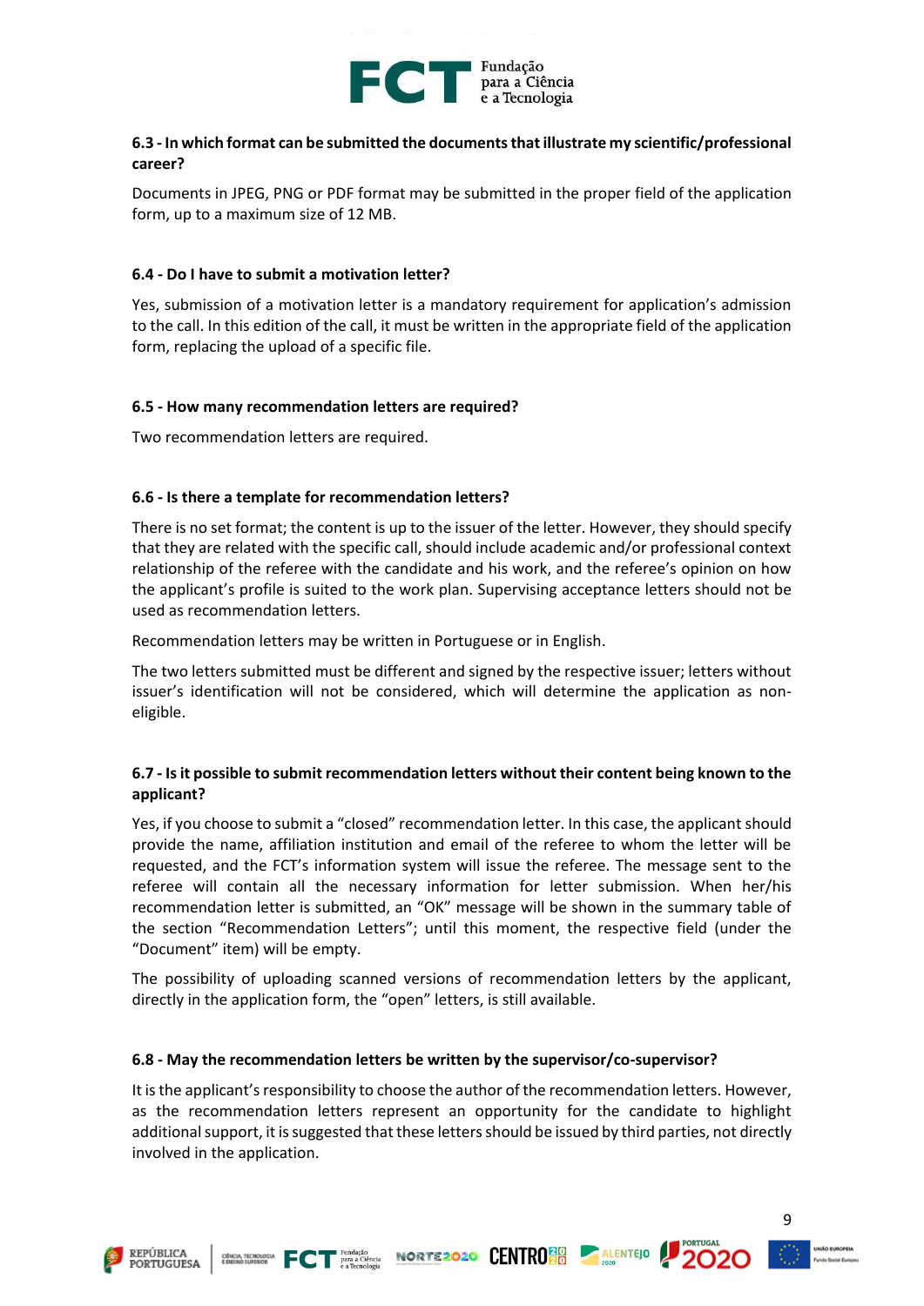**6.3 - In which format can be submitted the documents that illustrate my scientific/professional career?**

Documents in JPEG, PNG or PDF format may be submitted in the proper field of the application form, up to a maximum size of 12 MB.

**6.4 - Do I have to submit a motivation letter?**

Yes, submission of a motivation letter is a mandatory requirement for application's admission to the call. In this edition of the call, it must be written in the appropriate field of the application form, replacing the upload of a specific file.

**6.5 - How many recommendation letters are required?**

Two recommendation letters are required.

**6.6 - Is there a template for recommendation letters?**

There is no set format; the content is up to the issuer of the letter. However, they should specify that they are related with the specific call, should include academic and/or professional context relationship of the referee with the candidate and his work, and the referee's opinion on how the applicant's profile is suited to the work plan. Supervising acceptance letters should not be used as recommendation letters.

Recommendation letters may be written in Portuguese or in English.

The two letters submitted must be different and signed by the respective issuer; letters without issuer's identification will not be considered, which will determine the application as non-eligible.

**6.7 - Is it possible to submit recommendation letters without their content being known to the applicant?**

Yes, if you choose to submit a "closed" recommendation letter. In this case, the applicant should provide the name, affiliation institution and email of the referee to whom the letter will be requested, and the FCT's information system will issue the referee. The message sent to the referee will contain all the necessary information for letter submission. When her/his recommendation letter is submitted, an "OK" message will be shown in the summary table of the section "Recommendation Letters"; until this moment, the respective field (under the "Document" item) will be empty.

The possibility of uploading scanned versions of recommendation letters by the applicant, directly in the application form, the "open" letters, is still available.

**6.8 - May the recommendation letters be written by the supervisor/co-supervisor?**

It is the applicant's responsibility to choose the author of the recommendation letters. However, as the recommendation letters represent an opportunity for the candidate to highlight additional support, it is suggested that these letters should be issued by third parties, not directly involved in the application.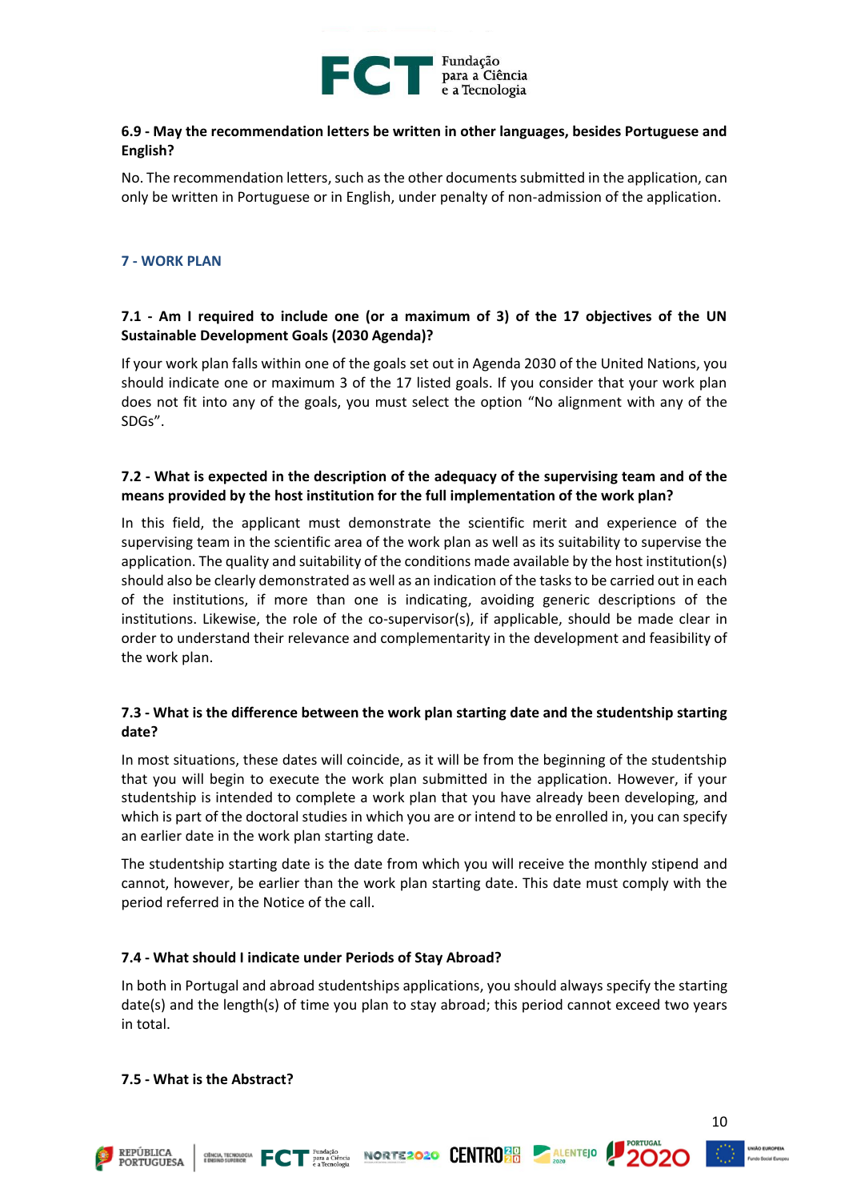**6.9 - May the recommendation letters be written in other languages, besides Portuguese and English?**

No. The recommendation letters, such as the other documents submitted in the application, can only be written in Portuguese or in English, under penalty of non-admission of the application.

## 7 - WORK PLAN

**7.1 - Am I required to include one (or a maximum of 3) of the 17 objectives of the UN Sustainable Development Goals (2030 Agenda)?**

If your work plan falls within one of the goals set out in Agenda 2030 of the United Nations, you should indicate one or maximum 3 of the 17 listed goals. If you consider that your work plan does not fit into any of the goals, you must select the option "No alignment with any of the SDGs".

**7.2 - What is expected in the description of the adequacy of the supervising team and of the means provided by the host institution for the full implementation of the work plan?**

In this field, the applicant must demonstrate the scientific merit and experience of the supervising team in the scientific area of the work plan as well as its suitability to supervise the application. The quality and suitability of the conditions made available by the host institution(s) should also be clearly demonstrated as well as an indication of the tasks to be carried out in each of the institutions, if more than one is indicating, avoiding generic descriptions of the institutions. Likewise, the role of the co-supervisor(s), if applicable, should be made clear in order to understand their relevance and complementarity in the development and feasibility of the work plan.

**7.3 - What is the difference between the work plan starting date and the studentship starting date?**

In most situations, these dates will coincide, as it will be from the beginning of the studentship that you will begin to execute the work plan submitted in the application. However, if your studentship is intended to complete a work plan that you have already been developing, and which is part of the doctoral studies in which you are or intend to be enrolled in, you can specify an earlier date in the work plan starting date.

The studentship starting date is the date from which you will receive the monthly stipend and cannot, however, be earlier than the work plan starting date. This date must comply with the period referred in the Notice of the call.

**7.4 - What should I indicate under Periods of Stay Abroad?**

In both Portugal and abroad studentships applications, you should always specify the starting date(s) and the length(s) of time you plan to stay abroad; this period cannot exceed two years in total.

**7.5 - What is the Abstract?**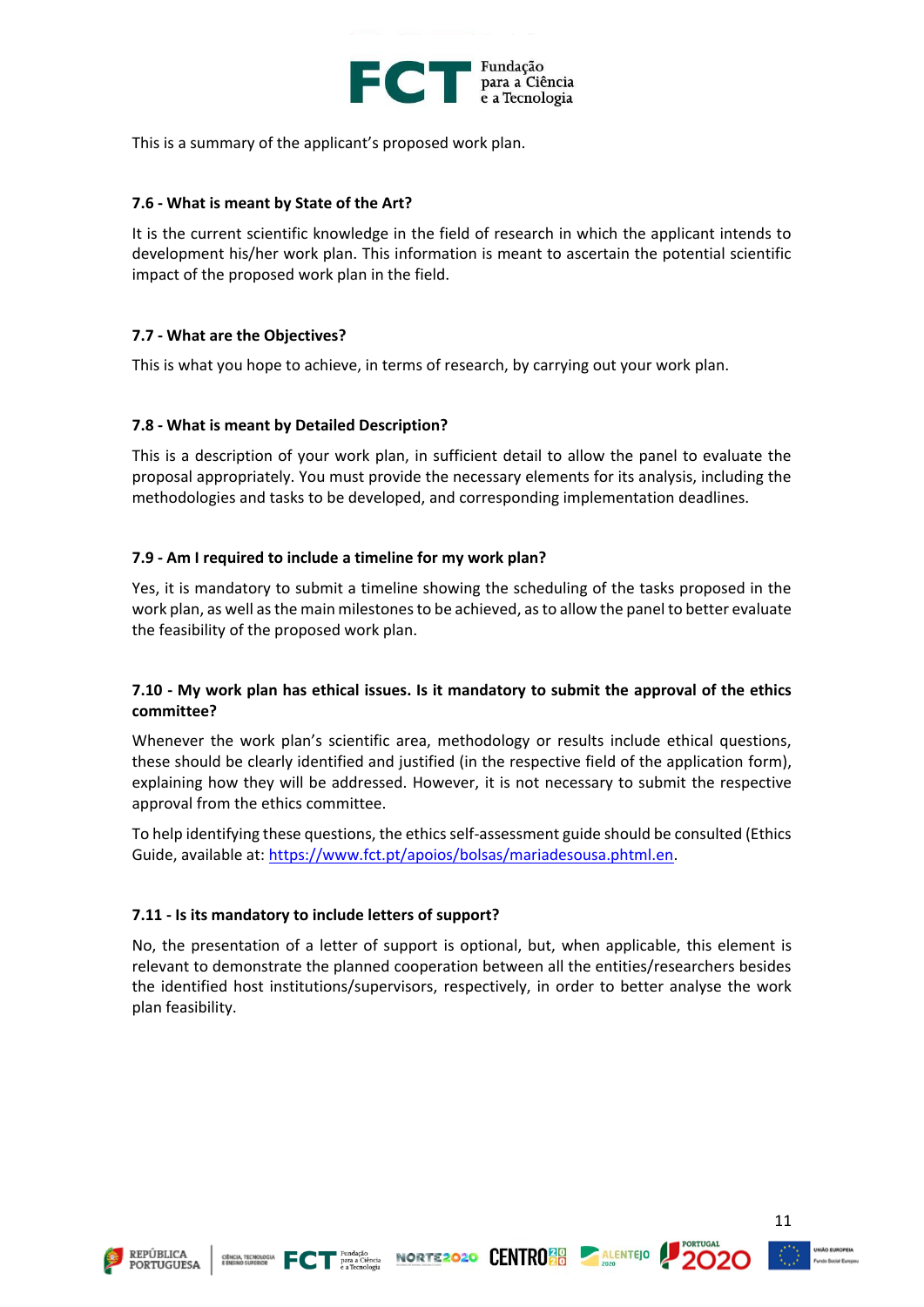This is a summary of the applicant's proposed work plan.

### 7.6 - What is meant by State of the Art?

It is the current scientific knowledge in the field of research in which the applicant intends to development his/her work plan. This information is meant to ascertain the potential scientific impact of the proposed work plan in the field.

### 7.7 - What are the Objectives?

This is what you hope to achieve, in terms of research, by carrying out your work plan.

### 7.8 - What is meant by Detailed Description?

This is a description of your work plan, in sufficient detail to allow the panel to evaluate the proposal appropriately. You must provide the necessary elements for its analysis, including the methodologies and tasks to be developed, and corresponding implementation deadlines.

### 7.9 - Am I required to include a timeline for my work plan?

Yes, it is mandatory to submit a timeline showing the scheduling of the tasks proposed in the work plan, as well as the main milestones to be achieved, as to allow the panel to better evaluate the feasibility of the proposed work plan.

### 7.10 - My work plan has ethical issues. Is it mandatory to submit the approval of the ethics committee?

Whenever the work plan's scientific area, methodology or results include ethical questions, these should be clearly identified and justified (in the respective field of the application form), explaining how they will be addressed. However, it is not necessary to submit the respective approval from the ethics committee.

To help identifying these questions, the ethics self-assessment guide should be consulted (Ethics Guide, available at: [https://www.fct.pt/apoios/bolsas/mariadesousa.phtml.en](https://www.fct.pt/apoios/bolsas/mariadesousa.phtml.en).

### 7.11 - Is its mandatory to include letters of support?

No, the presentation of a letter of support is optional, but, when applicable, this element is relevant to demonstrate the planned cooperation between all the entities/researchers besides the identified host institutions/supervisors, respectively, in order to better analyse the work plan feasibility.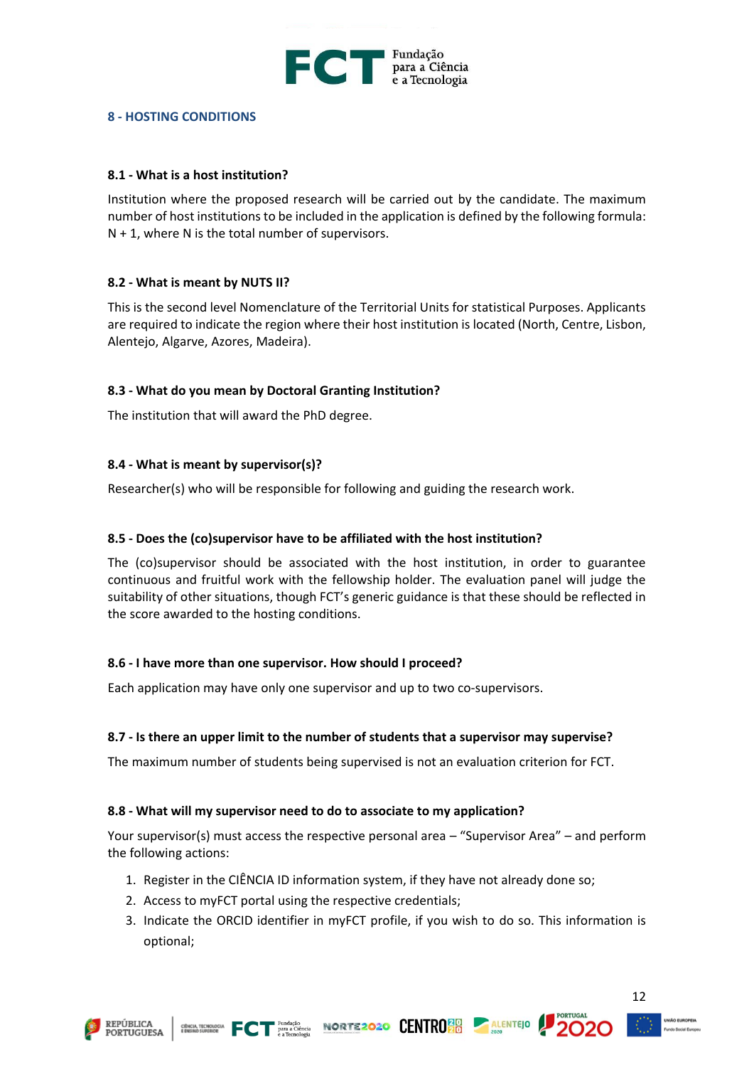## 8 - HOSTING CONDITIONS

### 8.1 - What is a host institution?

Institution where the proposed research will be carried out by the candidate. The maximum number of host institutions to be included in the application is defined by the following formula: N + 1, where N is the total number of supervisors.

### 8.2 - What is meant by NUTS II?

This is the second level Nomenclature of the Territorial Units for statistical Purposes. Applicants are required to indicate the region where their host institution is located (North, Centre, Lisbon, Alentejo, Algarve, Azores, Madeira).

### 8.3 - What do you mean by Doctoral Granting Institution?

The institution that will award the PhD degree.

### 8.4 - What is meant by supervisor(s)?

Researcher(s) who will be responsible for following and guiding the research work.

### 8.5 - Does the (co)supervisor have to be affiliated with the host institution?

The (co)supervisor should be associated with the host institution, in order to guarantee continuous and fruitful work with the fellowship holder. The evaluation panel will judge the suitability of other situations, though FCT's generic guidance is that these should be reflected in the score awarded to the hosting conditions.

### 8.6 - I have more than one supervisor. How should I proceed?

Each application may have only one supervisor and up to two co-supervisors.

### 8.7 - Is there an upper limit to the number of students that a supervisor may supervise?

The maximum number of students being supervised is not an evaluation criterion for FCT.

### 8.8 - What will my supervisor need to do to associate to my application?

Your supervisor(s) must access the respective personal area – "Supervisor Area" – and perform the following actions:

1. Register in the CIÊNCIA ID information system, if they have not already done so;
2. Access to myFCT portal using the respective credentials;
3. Indicate the ORCID identifier in myFCT profile, if you wish to do so. This information is optional;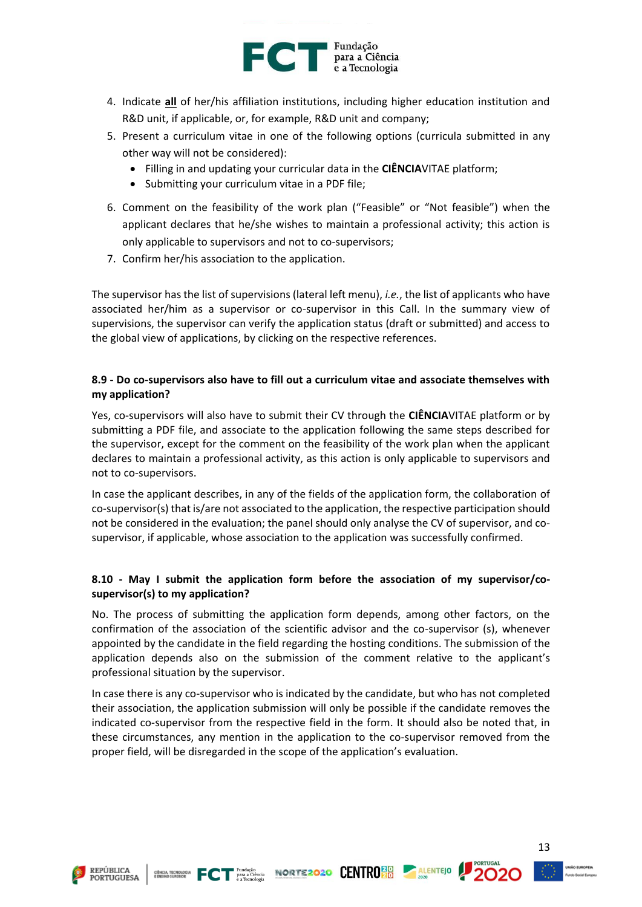4. Indicate **all** of her/his affiliation institutions, including higher education institution and R&D unit, if applicable, or, for example, R&D unit and company;
5. Present a curriculum vitae in one of the following options (curricula submitted in any other way will not be considered):
   - Filling in and updating your curricular data in the **CIÊNCIA**VITAE platform;
   - Submitting your curriculum vitae in a PDF file;
6. Comment on the feasibility of the work plan ("Feasible" or "Not feasible") when the applicant declares that he/she wishes to maintain a professional activity; this action is only applicable to supervisors and not to co-supervisors;
7. Confirm her/his association to the application.

The supervisor has the list of supervisions (lateral left menu), *i.e.*, the list of applicants who have associated her/him as a supervisor or co-supervisor in this Call. In the summary view of supervisions, the supervisor can verify the application status (draft or submitted) and access to the global view of applications, by clicking on the respective references.

**8.9 - Do co-supervisors also have to fill out a curriculum vitae and associate themselves with my application?**

Yes, co-supervisors will also have to submit their CV through the **CIÊNCIA**VITAE platform or by submitting a PDF file, and associate to the application following the same steps described for the supervisor, except for the comment on the feasibility of the work plan when the applicant declares to maintain a professional activity, as this action is only applicable to supervisors and not to co-supervisors.

In case the applicant describes, in any of the fields of the application form, the collaboration of co-supervisor(s) that is/are not associated to the application, the respective participation should not be considered in the evaluation; the panel should only analyse the CV of supervisor, and co-supervisor, if applicable, whose association to the application was successfully confirmed.

**8.10 - May I submit the application form before the association of my supervisor/co-supervisor(s) to my application?**

No. The process of submitting the application form depends, among other factors, on the confirmation of the association of the scientific advisor and the co-supervisor (s), whenever appointed by the candidate in the field regarding the hosting conditions. The submission of the application depends also on the submission of the comment relative to the applicant's professional situation by the supervisor.

In case there is any co-supervisor who is indicated by the candidate, but who has not completed their association, the application submission will only be possible if the candidate removes the indicated co-supervisor from the respective field in the form. It should also be noted that, in these circumstances, any mention in the application to the co-supervisor removed from the proper field, will be disregarded in the scope of the application's evaluation.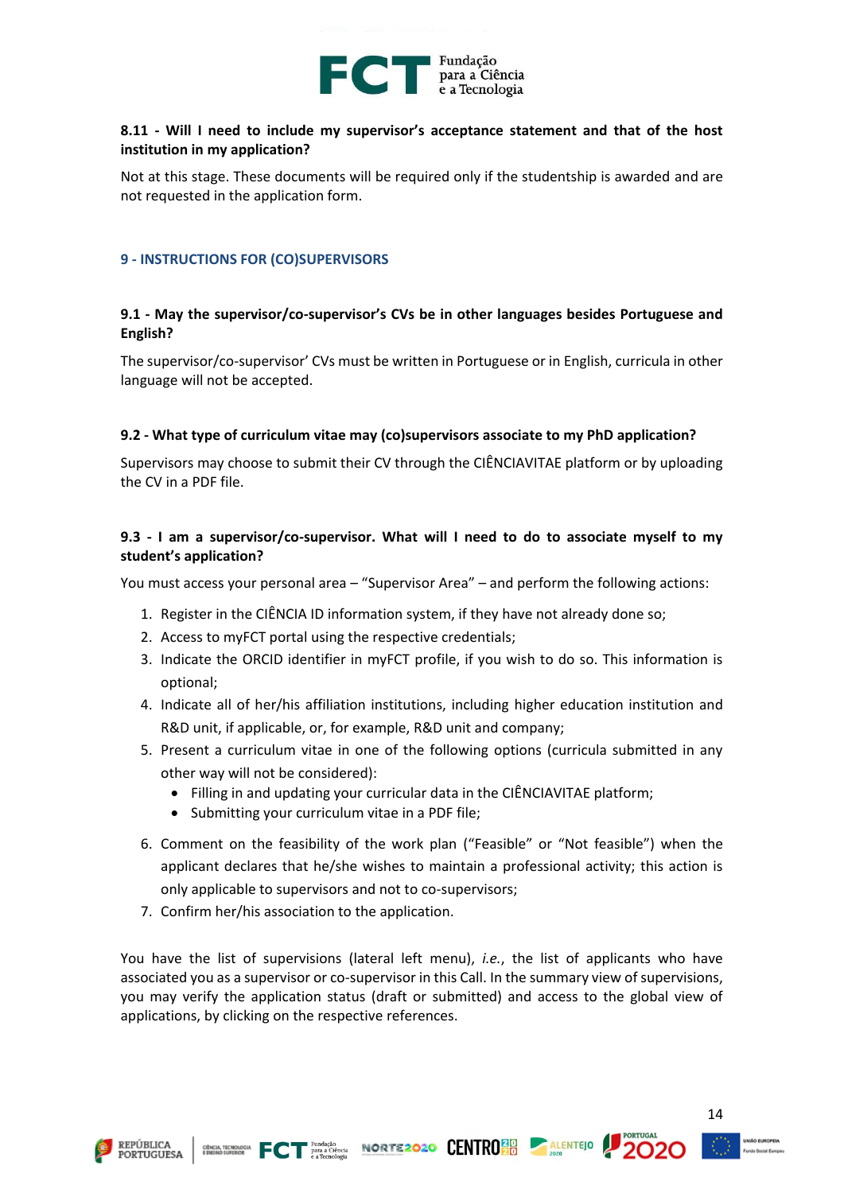**8.11 - Will I need to include my supervisor's acceptance statement and that of the host institution in my application?**

Not at this stage. These documents will be required only if the studentship is awarded and are not requested in the application form.

## 9 - INSTRUCTIONS FOR (CO)SUPERVISORS

**9.1 - May the supervisor/co-supervisor's CVs be in other languages besides Portuguese and English?**

The supervisor/co-supervisor' CVs must be written in Portuguese or in English, curricula in other language will not be accepted.

**9.2 - What type of curriculum vitae may (co)supervisors associate to my PhD application?**

Supervisors may choose to submit their CV through the CIÊNCIAVITAE platform or by uploading the CV in a PDF file.

**9.3 - I am a supervisor/co-supervisor. What will I need to do to associate myself to my student's application?**

You must access your personal area – "Supervisor Area" – and perform the following actions:

1. Register in the CIÊNCIA ID information system, if they have not already done so;
2. Access to myFCT portal using the respective credentials;
3. Indicate the ORCID identifier in myFCT profile, if you wish to do so. This information is optional;
4. Indicate all of her/his affiliation institutions, including higher education institution and R&D unit, if applicable, or, for example, R&D unit and company;
5. Present a curriculum vitae in one of the following options (curricula submitted in any other way will not be considered):
   - Filling in and updating your curricular data in the CIÊNCIAVITAE platform;
   - Submitting your curriculum vitae in a PDF file;
6. Comment on the feasibility of the work plan ("Feasible" or "Not feasible") when the applicant declares that he/she wishes to maintain a professional activity; this action is only applicable to supervisors and not to co-supervisors;
7. Confirm her/his association to the application.

You have the list of supervisions (lateral left menu), *i.e.*, the list of applicants who have associated you as a supervisor or co-supervisor in this Call. In the summary view of supervisions, you may verify the application status (draft or submitted) and access to the global view of applications, by clicking on the respective references.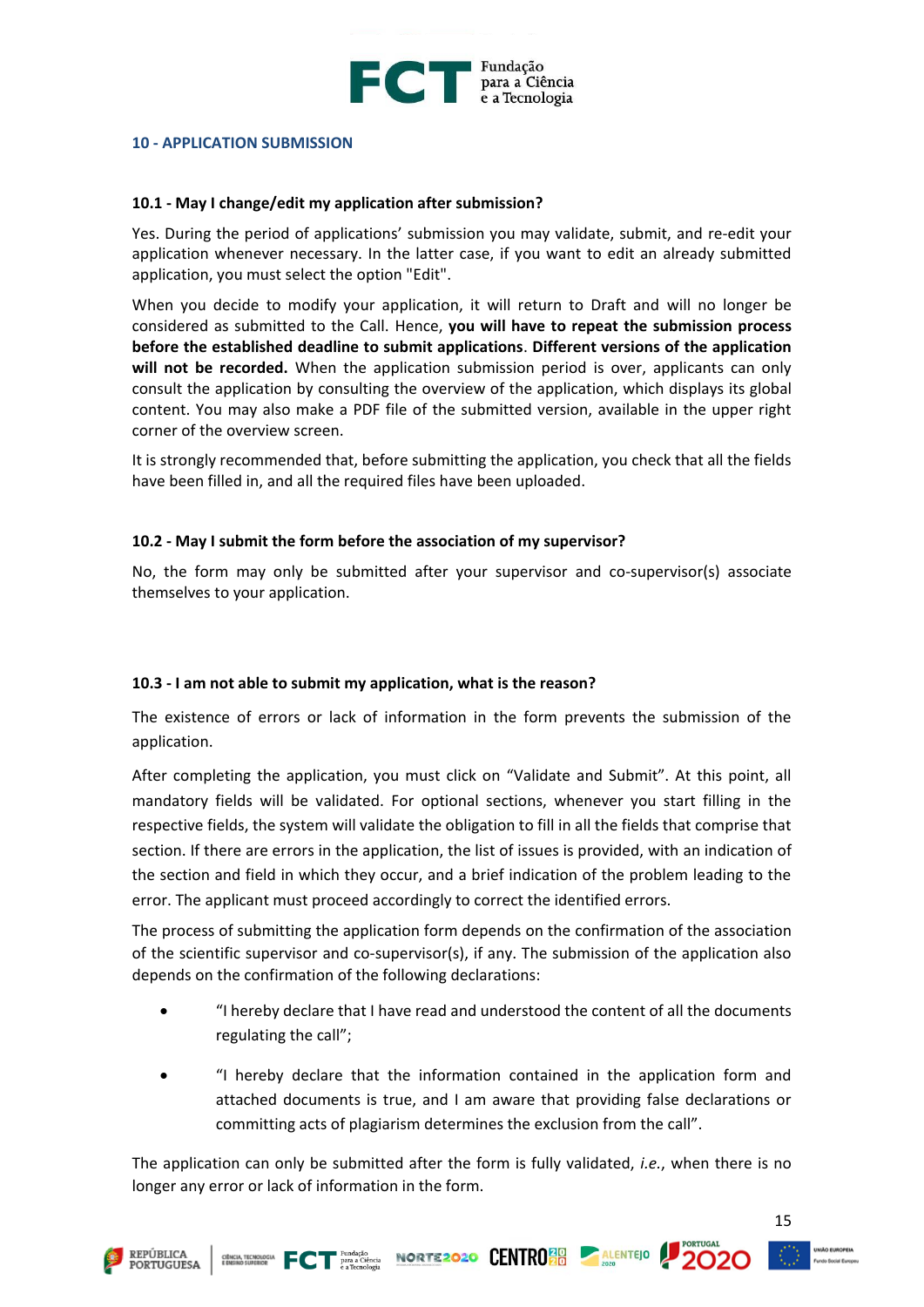## 10 - APPLICATION SUBMISSION

### 10.1 - May I change/edit my application after submission?

Yes. During the period of applications' submission you may validate, submit, and re-edit your application whenever necessary. In the latter case, if you want to edit an already submitted application, you must select the option "Edit".

When you decide to modify your application, it will return to Draft and will no longer be considered as submitted to the Call. Hence, **you will have to repeat the submission process before the established deadline to submit applications**. **Different versions of the application will not be recorded.** When the application submission period is over, applicants can only consult the application by consulting the overview of the application, which displays its global content. You may also make a PDF file of the submitted version, available in the upper right corner of the overview screen.

It is strongly recommended that, before submitting the application, you check that all the fields have been filled in, and all the required files have been uploaded.

### 10.2 - May I submit the form before the association of my supervisor?

No, the form may only be submitted after your supervisor and co-supervisor(s) associate themselves to your application.

### 10.3 - I am not able to submit my application, what is the reason?

The existence of errors or lack of information in the form prevents the submission of the application.

After completing the application, you must click on "Validate and Submit". At this point, all mandatory fields will be validated. For optional sections, whenever you start filling in the respective fields, the system will validate the obligation to fill in all the fields that comprise that section. If there are errors in the application, the list of issues is provided, with an indication of the section and field in which they occur, and a brief indication of the problem leading to the error. The applicant must proceed accordingly to correct the identified errors.

The process of submitting the application form depends on the confirmation of the association of the scientific supervisor and co-supervisor(s), if any. The submission of the application also depends on the confirmation of the following declarations:

- "I hereby declare that I have read and understood the content of all the documents regulating the call";
- "I hereby declare that the information contained in the application form and attached documents is true, and I am aware that providing false declarations or committing acts of plagiarism determines the exclusion from the call".

The application can only be submitted after the form is fully validated, *i.e.*, when there is no longer any error or lack of information in the form.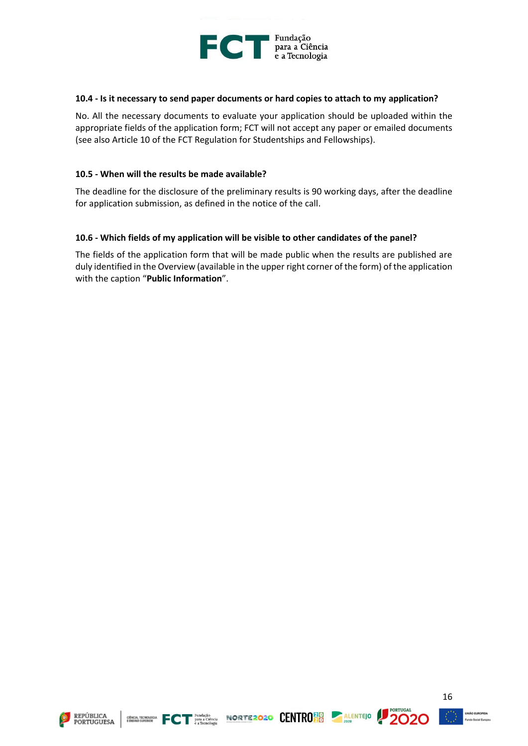#### 10.4 - Is it necessary to send paper documents or hard copies to attach to my application?

No. All the necessary documents to evaluate your application should be uploaded within the appropriate fields of the application form; FCT will not accept any paper or emailed documents (see also Article 10 of the FCT Regulation for Studentships and Fellowships).

#### 10.5 - When will the results be made available?

The deadline for the disclosure of the preliminary results is 90 working days, after the deadline for application submission, as defined in the notice of the call.

#### 10.6 - Which fields of my application will be visible to other candidates of the panel?

The fields of the application form that will be made public when the results are published are duly identified in the Overview (available in the upper right corner of the form) of the application with the caption "**Public Information**".